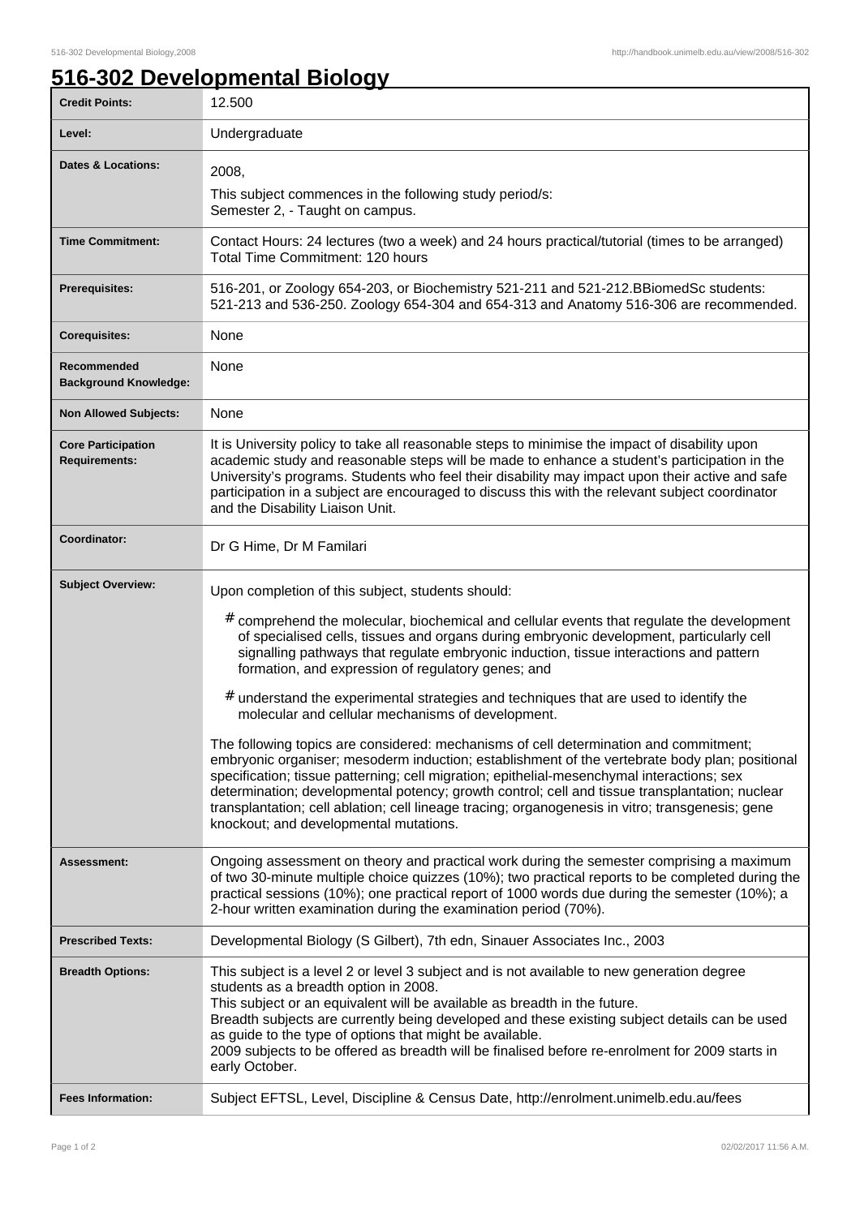# 516-302 Developmental Biology

| | |
|---|---|
| **Credit Points:** | 12.500 |
| **Level:** | Undergraduate |
| **Dates & Locations:** | 2008,<br>This subject commences in the following study period/s:<br>Semester 2, - Taught on campus. |
| **Time Commitment:** | Contact Hours: 24 lectures (two a week) and 24 hours practical/tutorial (times to be arranged)<br>Total Time Commitment: 120 hours |
| **Prerequisites:** | 516-201, or Zoology 654-203, or Biochemistry 521-211 and 521-212.BBiomedSc students: 521-213 and 536-250. Zoology 654-304 and 654-313 and Anatomy 516-306 are recommended. |
| **Corequisites:** | None |
| **Recommended Background Knowledge:** | None |
| **Non Allowed Subjects:** | None |
| **Core Participation Requirements:** | It is University policy to take all reasonable steps to minimise the impact of disability upon academic study and reasonable steps will be made to enhance a student's participation in the University's programs. Students who feel their disability may impact upon their active and safe participation in a subject are encouraged to discuss this with the relevant subject coordinator and the Disability Liaison Unit. |
| **Coordinator:** | Dr G Hime, Dr M Familari |
| **Subject Overview:** | Upon completion of this subject, students should:<br># comprehend the molecular, biochemical and cellular events that regulate the development of specialised cells, tissues and organs during embryonic development, particularly cell signalling pathways that regulate embryonic induction, tissue interactions and pattern formation, and expression of regulatory genes; and<br># understand the experimental strategies and techniques that are used to identify the molecular and cellular mechanisms of development.<br>The following topics are considered: mechanisms of cell determination and commitment; embryonic organiser; mesoderm induction; establishment of the vertebrate body plan; positional specification; tissue patterning; cell migration; epithelial-mesenchymal interactions; sex determination; developmental potency; growth control; cell and tissue transplantation; nuclear transplantation; cell ablation; cell lineage tracing; organogenesis in vitro; transgenesis; gene knockout; and developmental mutations. |
| **Assessment:** | Ongoing assessment on theory and practical work during the semester comprising a maximum of two 30-minute multiple choice quizzes (10%); two practical reports to be completed during the practical sessions (10%); one practical report of 1000 words due during the semester (10%); a 2-hour written examination during the examination period (70%). |
| **Prescribed Texts:** | Developmental Biology (S Gilbert), 7th edn, Sinauer Associates Inc., 2003 |
| **Breadth Options:** | This subject is a level 2 or level 3 subject and is not available to new generation degree students as a breadth option in 2008.<br>This subject or an equivalent will be available as breadth in the future.<br>Breadth subjects are currently being developed and these existing subject details can be used as guide to the type of options that might be available.<br>2009 subjects to be offered as breadth will be finalised before re-enrolment for 2009 starts in early October. |
| **Fees Information:** | Subject EFTSL, Level, Discipline & Census Date, http://enrolment.unimelb.edu.au/fees |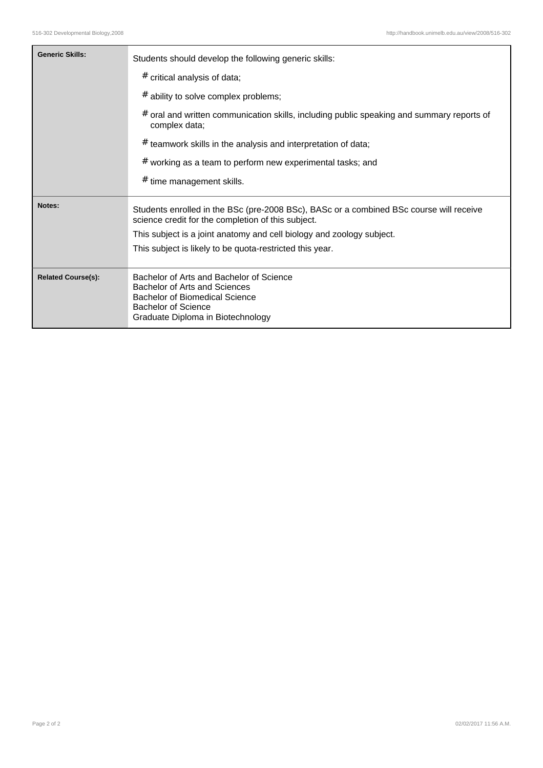| | |
|---|---|
| **Generic Skills:** | Students should develop the following generic skills:<br># critical analysis of data;<br># ability to solve complex problems;<br># oral and written communication skills, including public speaking and summary reports of complex data;<br># teamwork skills in the analysis and interpretation of data;<br># working as a team to perform new experimental tasks; and<br># time management skills. |
| **Notes:** | Students enrolled in the BSc (pre-2008 BSc), BASc or a combined BSc course will receive science credit for the completion of this subject.<br>This subject is a joint anatomy and cell biology and zoology subject.<br>This subject is likely to be quota-restricted this year. |
| **Related Course(s):** | Bachelor of Arts and Bachelor of Science<br>Bachelor of Arts and Sciences<br>Bachelor of Biomedical Science<br>Bachelor of Science<br>Graduate Diploma in Biotechnology |